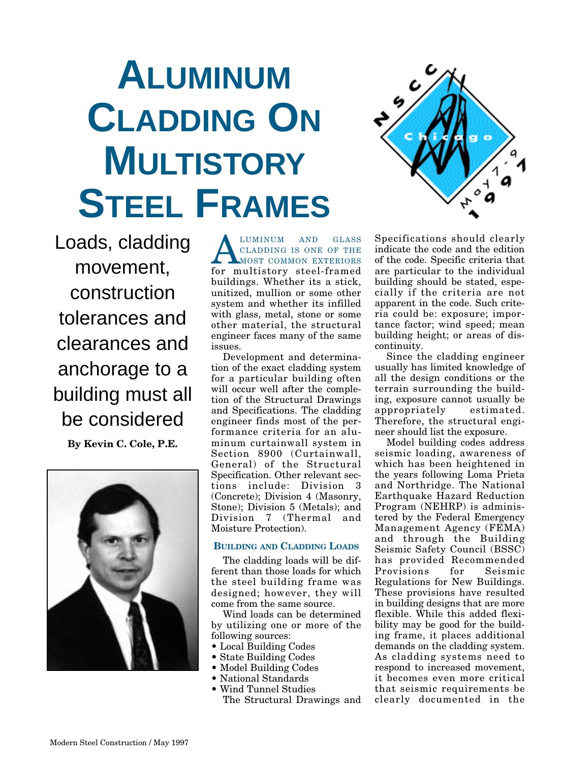# Aluminum Cladding On Multistory Steel Frames

Loads, cladding movement, construction tolerances and clearances and anchorage to a building must all be considered

**By Kevin C. Cole, P.E.**

Aluminum and glass cladding is one of the most common exteriors for multistory steel-framed buildings. Whether its a stick, unitized, mullion or some other system and whether its infilled with glass, metal, stone or some other material, the structural engineer faces many of the same issues.

Development and determination of the exact cladding system for a particular building often will occur well after the completion of the Structural Drawings and Specifications. The cladding engineer finds most of the performance criteria for an aluminum curtainwall system in Section 8900 (Curtainwall, General) of the Structural Specification. Other relevant sections include: Division 3 (Concrete); Division 4 (Masonry, Stone); Division 5 (Metals); and Division 7 (Thermal and Moisture Protection).

## Building and Cladding Loads

The cladding loads will be different than those loads for which the steel building frame was designed; however, they will come from the same source.

Wind loads can be determined by utilizing one or more of the following sources:

- Local Building Codes
- State Building Codes
- Model Building Codes
- National Standards
- Wind Tunnel Studies

The Structural Drawings and Specifications should clearly indicate the code and the edition of the code. Specific criteria that are particular to the individual building should be stated, especially if the criteria are not apparent in the code. Such criteria could be: exposure; importance factor; wind speed; mean building height; or areas of discontinuity.

Since the cladding engineer usually has limited knowledge of all the design conditions or the terrain surrounding the building, exposure cannot usually be appropriately estimated. Therefore, the structural engineer should list the exposure.

Model building codes address seismic loading, awareness of which has been heightened in the years following Loma Prieta and Northridge. The National Earthquake Hazard Reduction Program (NEHRP) is administered by the Federal Emergency Management Agency (FEMA) and through the Building Seismic Safety Council (BSSC) has provided Recommended Provisions for Seismic Regulations for New Buildings. These provisions have resulted in building designs that are more flexible. While this added flexibility may be good for the building frame, it places additional demands on the cladding system. As cladding systems need to respond to increased movement, it becomes even more critical that seismic requirements be clearly documented in the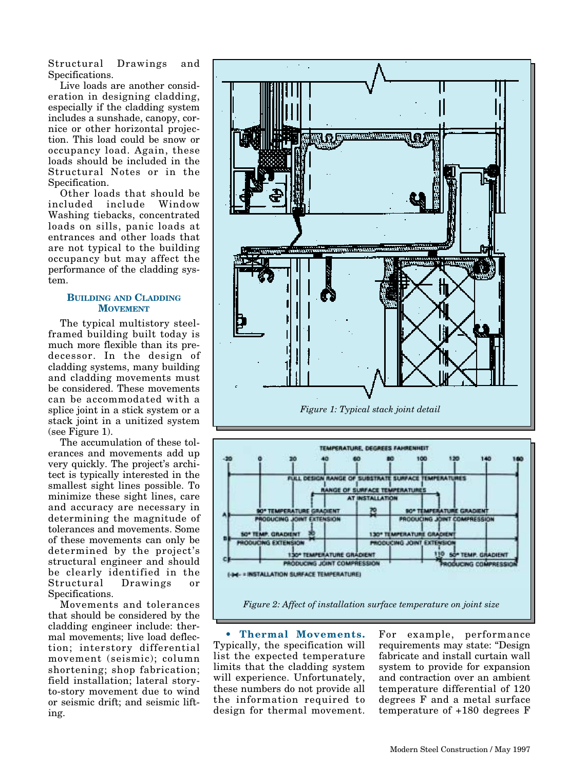Structural Drawings and Specifications.

Live loads are another consideration in designing cladding, especially if the cladding system includes a sunshade, canopy, cornice or other horizontal projection. This load could be snow or occupancy load. Again, these loads should be included in the Structural Notes or in the Specification.

Other loads that should be included include Window Washing tiebacks, concentrated loads on sills, panic loads at entrances and other loads that are not typical to the building occupancy but may affect the performance of the cladding system.

### BUILDING AND CLADDING MOVEMENT

The typical multistory steel-framed building built today is much more flexible than its predecessor. In the design of cladding systems, many building and cladding movements must be considered. These movements can be accommodated with a splice joint in a stick system or a stack joint in a unitized system (see Figure 1).

*Figure 1: Typical stack joint detail*

The accumulation of these tolerances and movements add up very quickly. The project's architect is typically interested in the smallest sight lines possible. To minimize these sight lines, care and accuracy are necessary in determining the magnitude of tolerances and movements. Some of these movements can only be determined by the project's structural engineer and should be clearly identified in the Structural Drawings or Specifications.

Movements and tolerances that should be considered by the cladding engineer include: thermal movements; live load deflection; interstory differential movement (seismic); column shortening; shop fabrication; field installation; lateral story-to-story movement due to wind or seismic drift; and seismic lifting.

*Figure 2: Affect of installation surface temperature on joint size*

**• Thermal Movements.** Typically, the specification will list the expected temperature limits that the cladding system will experience. Unfortunately, these numbers do not provide all the information required to design for thermal movement. For example, performance requirements may state: "Design fabricate and install curtain wall system to provide for expansion and contraction over an ambient temperature differential of 120 degrees F and a metal surface temperature of +180 degrees F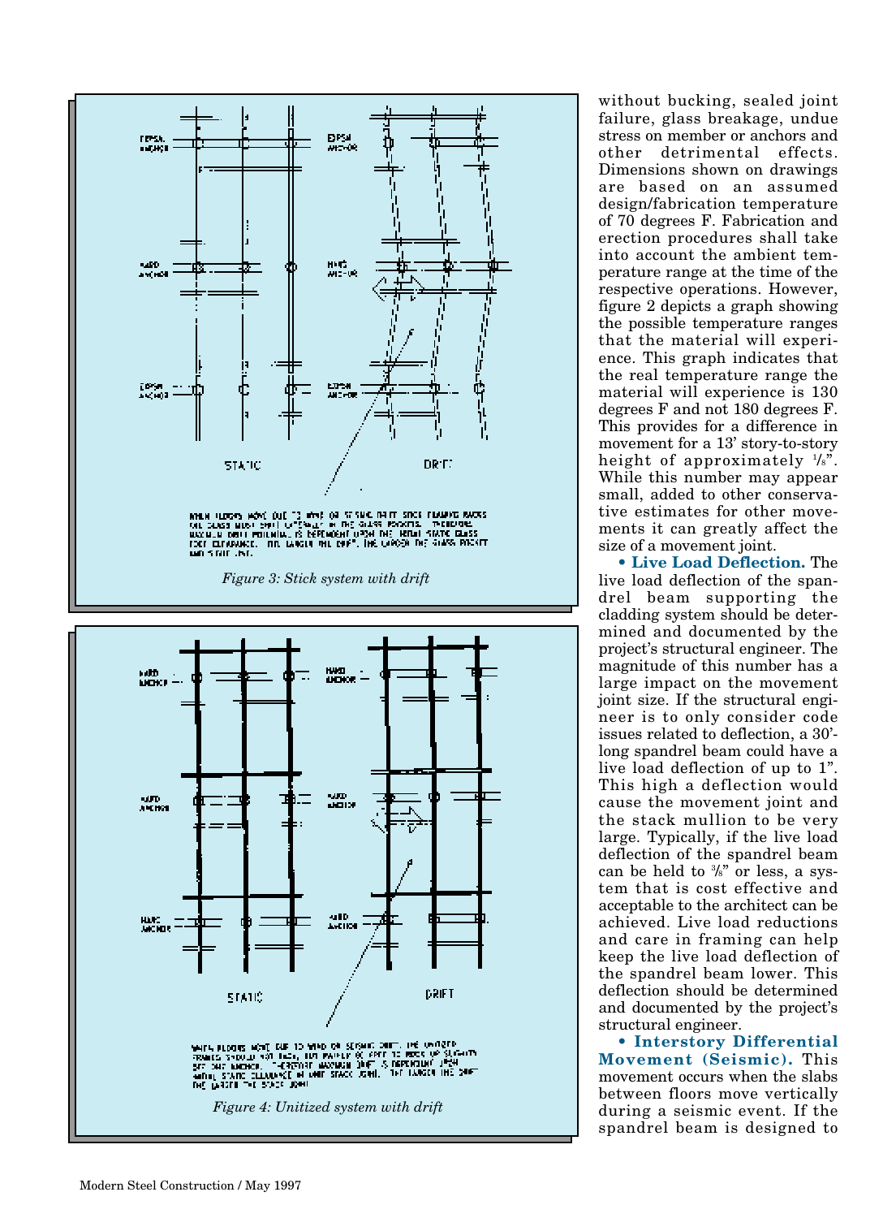*Figure 3: Stick system with drift*

*Figure 4: Unitized system with drift*

without bucking, sealed joint failure, glass breakage, undue stress on member or anchors and other detrimental effects. Dimensions shown on drawings are based on an assumed design/fabrication temperature of 70 degrees F. Fabrication and erection procedures shall take into account the ambient temperature range at the time of the respective operations. However, figure 2 depicts a graph showing the possible temperature ranges that the material will experience. This graph indicates that the real temperature range the material will experience is 130 degrees F and not 180 degrees F. This provides for a difference in movement for a 13' story-to-story height of approximately ⅛". While this number may appear small, added to other conservative estimates for other movements it can greatly affect the size of a movement joint.

**• Live Load Deflection.** The live load deflection of the spandrel beam supporting the cladding system should be determined and documented by the project's structural engineer. The magnitude of this number has a large impact on the movement joint size. If the structural engineer is to only consider code issues related to deflection, a 30'-long spandrel beam could have a live load deflection of up to 1". This high a deflection would cause the movement joint and the stack mullion to be very large. Typically, if the live load deflection of the spandrel beam can be held to ⅜" or less, a system that is cost effective and acceptable to the architect can be achieved. Live load reductions and care in framing can help keep the live load deflection of the spandrel beam lower. This deflection should be determined and documented by the project's structural engineer.

**• Interstory Differential Movement (Seismic).** This movement occurs when the slabs between floors move vertically during a seismic event. If the spandrel beam is designed to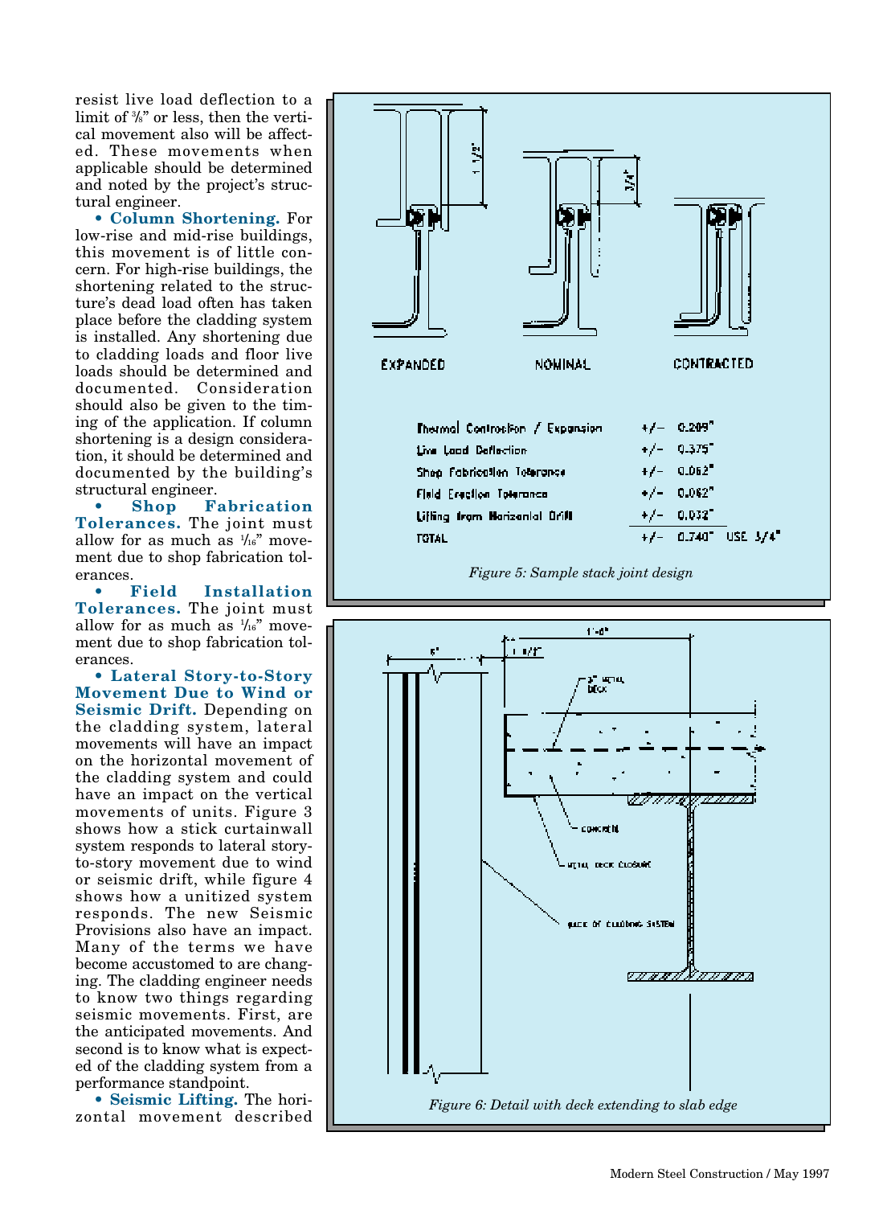resist live load deflection to a limit of ⅜" or less, then the vertical movement also will be affected. These movements when applicable should be determined and noted by the project's structural engineer.

- **Column Shortening.** For low-rise and mid-rise buildings, this movement is of little concern. For high-rise buildings, the shortening related to the structure's dead load often has taken place before the cladding system is installed. Any shortening due to cladding loads and floor live loads should be determined and documented. Consideration should also be given to the timing of the application. If column shortening is a design consideration, it should be determined and documented by the building's structural engineer.
- **Shop Fabrication Tolerances.** The joint must allow for as much as 1/16" movement due to shop fabrication tolerances.
- **Field Installation Tolerances.** The joint must allow for as much as 1/16" movement due to shop fabrication tolerances.
- **Lateral Story-to-Story Movement Due to Wind or Seismic Drift.** Depending on the cladding system, lateral movements will have an impact on the horizontal movement of the cladding system and could have an impact on the vertical movements of units. Figure 3 shows how a stick curtainwall system responds to lateral story-to-story movement due to wind or seismic drift, while figure 4 shows how a unitized system responds. The new Seismic Provisions also have an impact. Many of the terms we have become accustomed to are changing. The cladding engineer needs to know two things regarding seismic movements. First, are the anticipated movements. And second is to know what is expected of the cladding system from a performance standpoint.
- **Seismic Lifting.** The horizontal movement described

| | |
|---|---|
| Thermal Contraction / Expansion | +/- 0.209" |
| Live Load Deflection | +/- 0.375" |
| Shop Fabrication Tolerance | +/- 0.062" |
| Field Erection Tolerance | +/- 0.062" |
| Lifting from Horizontal Drift | +/- 0.032" |
| TOTAL | +/- 0.740" USE 3/4" |

*Figure 5: Sample stack joint design*

*Figure 6: Detail with deck extending to slab edge*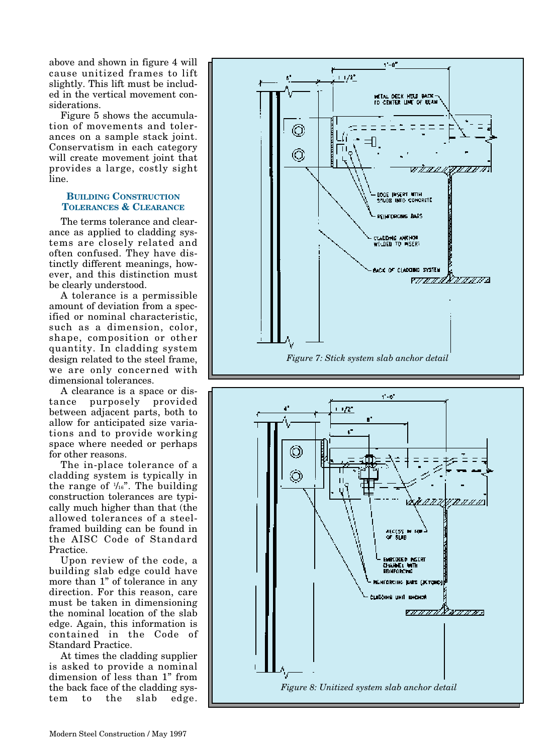above and shown in figure 4 will cause unitized frames to lift slightly. This lift must be included in the vertical movement considerations.

Figure 5 shows the accumulation of movements and tolerances on a sample stack joint. Conservatism in each category will create movement joint that provides a large, costly sight line.

### BUILDING CONSTRUCTION TOLERANCES & CLEARANCE

The terms tolerance and clearance as applied to cladding systems are closely related and often confused. They have distinctly different meanings, however, and this distinction must be clearly understood.

A tolerance is a permissible amount of deviation from a specified or nominal characteristic, such as a dimension, color, shape, composition or other quantity. In cladding system design related to the steel frame, we are only concerned with dimensional tolerances.

A clearance is a space or distance purposely provided between adjacent parts, both to allow for anticipated size variations and to provide working space where needed or perhaps for other reasons.

The in-place tolerance of a cladding system is typically in the range of 1/16". The building construction tolerances are typically much higher than that (the allowed tolerances of a steel-framed building can be found in the AISC Code of Standard Practice.

Upon review of the code, a building slab edge could have more than 1" of tolerance in any direction. For this reason, care must be taken in dimensioning the nominal location of the slab edge. Again, this information is contained in the Code of Standard Practice.

At times the cladding supplier is asked to provide a nominal dimension of less than 1" from the back face of the cladding system to the slab edge.

*Figure 7: Stick system slab anchor detail*

*Figure 8: Unitized system slab anchor detail*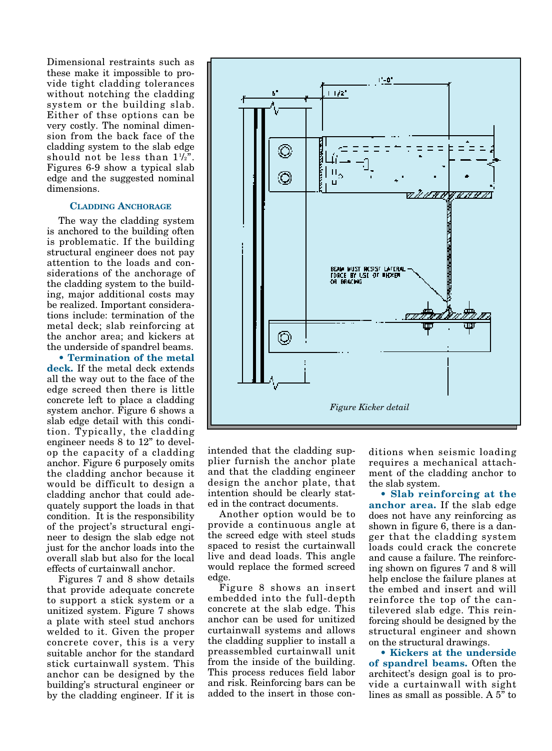Dimensional restraints such as these make it impossible to provide tight cladding tolerances without notching the cladding system or the building slab. Either of thse options can be very costly. The nominal dimension from the back face of the cladding system to the slab edge should not be less than 1½". Figures 6-9 show a typical slab edge and the suggested nominal dimensions.

### Cladding Anchorage

The way the cladding system is anchored to the building often is problematic. If the building structural engineer does not pay attention to the loads and considerations of the anchorage of the cladding system to the building, major additional costs may be realized. Important considerations include: termination of the metal deck; slab reinforcing at the anchor area; and kickers at the underside of spandrel beams.

**• Termination of the metal deck.** If the metal deck extends all the way out to the face of the edge screed then there is little concrete left to place a cladding system anchor. Figure 6 shows a slab edge detail with this condition. Typically, the cladding engineer needs 8 to 12" to develop the capacity of a cladding anchor. Figure 6 purposely omits the cladding anchor because it would be difficult to design a cladding anchor that could adequately support the loads in that condition. It is the responsibility of the project's structural engineer to design the slab edge not just for the anchor loads into the overall slab but also for the local effects of curtainwall anchor.

Figures 7 and 8 show details that provide adequate concrete to support a stick system or a unitized system. Figure 7 shows a plate with steel stud anchors welded to it. Given the proper concrete cover, this is a very suitable anchor for the standard stick curtainwall system. This anchor can be designed by the building's structural engineer or by the cladding engineer. If it is intended that the cladding supplier furnish the anchor plate and that the cladding engineer design the anchor plate, that intention should be clearly stated in the contract documents.

Another option would be to provide a continuous angle at the screed edge with steel studs spaced to resist the curtainwall live and dead loads. This angle would replace the formed screed edge.

Figure 8 shows an insert embedded into the full-depth concrete at the slab edge. This anchor can be used for unitized curtainwall systems and allows the cladding supplier to install a preassembled curtainwall unit from the inside of the building. This process reduces field labor and risk. Reinforcing bars can be added to the insert in those conditions when seismic loading requires a mechanical attachment of the cladding anchor to the slab system.

**• Slab reinforcing at the anchor area.** If the slab edge does not have any reinforcing as shown in figure 6, there is a danger that the cladding system loads could crack the concrete and cause a failure. The reinforcing shown on figures 7 and 8 will help enclose the failure planes at the embed and insert and will reinforce the top of the cantilevered slab edge. This reinforcing should be designed by the structural engineer and shown on the structural drawings.

**• Kickers at the underside of spandrel beams.** Often the architect's design goal is to provide a curtainwall with sight lines as small as possible. A 5" to

*Figure Kicker detail*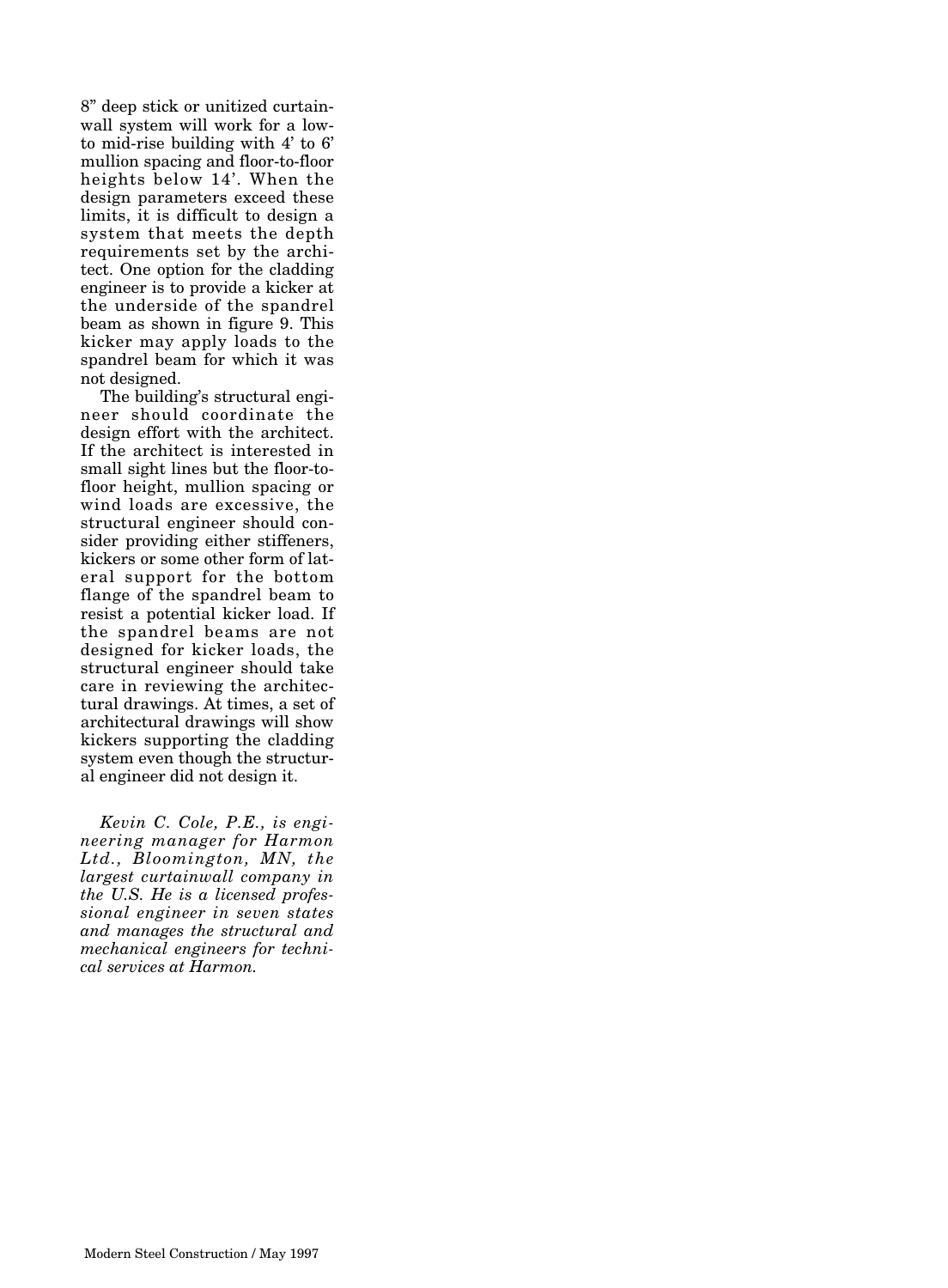8" deep stick or unitized curtainwall system will work for a low- to mid-rise building with 4' to 6' mullion spacing and floor-to-floor heights below 14'. When the design parameters exceed these limits, it is difficult to design a system that meets the depth requirements set by the architect. One option for the cladding engineer is to provide a kicker at the underside of the spandrel beam as shown in figure 9. This kicker may apply loads to the spandrel beam for which it was not designed.

The building's structural engineer should coordinate the design effort with the architect. If the architect is interested in small sight lines but the floor-to-floor height, mullion spacing or wind loads are excessive, the structural engineer should consider providing either stiffeners, kickers or some other form of lateral support for the bottom flange of the spandrel beam to resist a potential kicker load. If the spandrel beams are not designed for kicker loads, the structural engineer should take care in reviewing the architectural drawings. At times, a set of architectural drawings will show kickers supporting the cladding system even though the structural engineer did not design it.

*Kevin C. Cole, P.E., is engineering manager for Harmon Ltd., Bloomington, MN, the largest curtainwall company in the U.S. He is a licensed professional engineer in seven states and manages the structural and mechanical engineers for technical services at Harmon.*